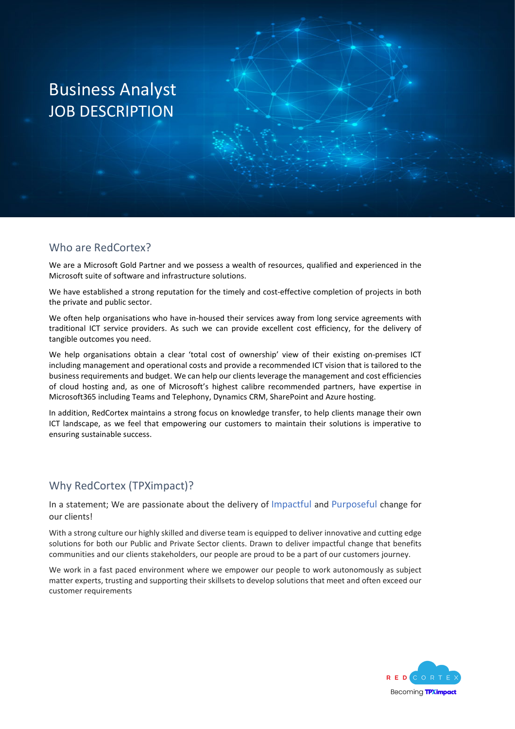# Business Analyst
# JOB DESCRIPTION

## Who are RedCortex?

We are a Microsoft Gold Partner and we possess a wealth of resources, qualified and experienced in the Microsoft suite of software and infrastructure solutions.

We have established a strong reputation for the timely and cost-effective completion of projects in both the private and public sector.

We often help organisations who have in-housed their services away from long service agreements with traditional ICT service providers. As such we can provide excellent cost efficiency, for the delivery of tangible outcomes you need.

We help organisations obtain a clear 'total cost of ownership' view of their existing on-premises ICT including management and operational costs and provide a recommended ICT vision that is tailored to the business requirements and budget. We can help our clients leverage the management and cost efficiencies of cloud hosting and, as one of Microsoft's highest calibre recommended partners, have expertise in Microsoft365 including Teams and Telephony, Dynamics CRM, SharePoint and Azure hosting.

In addition, RedCortex maintains a strong focus on knowledge transfer, to help clients manage their own ICT landscape, as we feel that empowering our customers to maintain their solutions is imperative to ensuring sustainable success.

## Why RedCortex (TPXimpact)?

In a statement; We are passionate about the delivery of Impactful and Purposeful change for our clients!

With a strong culture our highly skilled and diverse team is equipped to deliver innovative and cutting edge solutions for both our Public and Private Sector clients. Drawn to deliver impactful change that benefits communities and our clients stakeholders, our people are proud to be a part of our customers journey.

We work in a fast paced environment where we empower our people to work autonomously as subject matter experts, trusting and supporting their skillsets to develop solutions that meet and often exceed our customer requirements

RED CORTEX
Becoming TPXimpact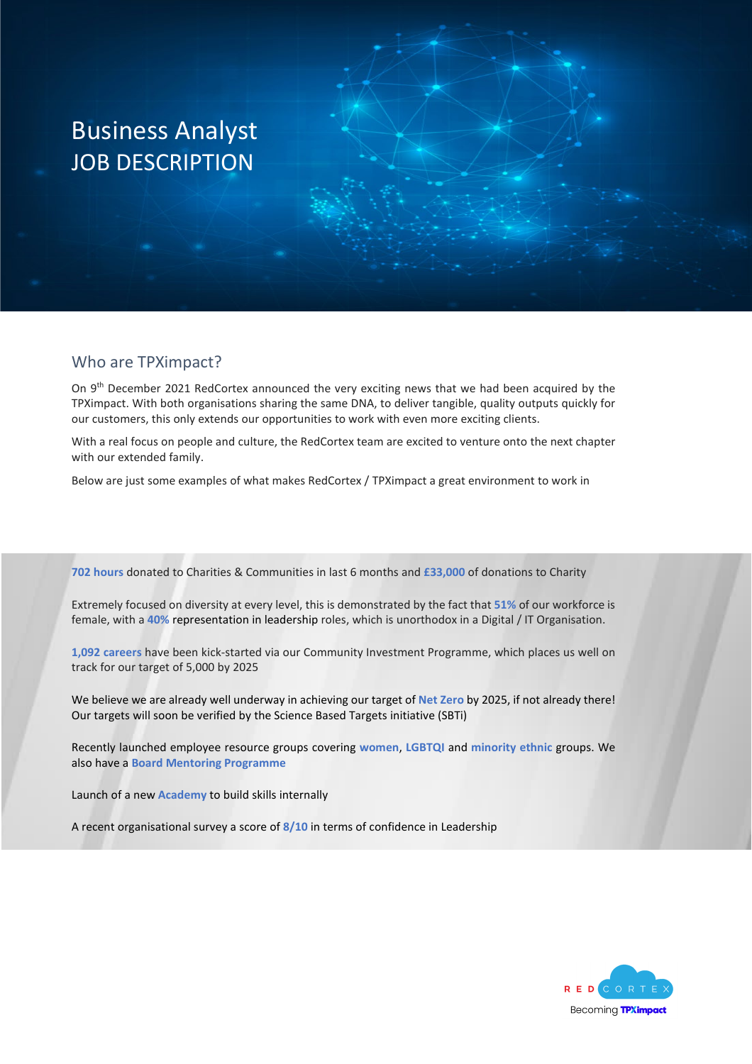# Business Analyst
# JOB DESCRIPTION

## Who are TPXimpact?

On 9th December 2021 RedCortex announced the very exciting news that we had been acquired by the TPXimpact. With both organisations sharing the same DNA, to deliver tangible, quality outputs quickly for our customers, this only extends our opportunities to work with even more exciting clients.

With a real focus on people and culture, the RedCortex team are excited to venture onto the next chapter with our extended family.

Below are just some examples of what makes RedCortex / TPXimpact a great environment to work in

**702 hours** donated to Charities & Communities in last 6 months and **£33,000** of donations to Charity

Extremely focused on diversity at every level, this is demonstrated by the fact that **51%** of our workforce is female, with a **40%** representation in leadership roles, which is unorthodox in a Digital / IT Organisation.

**1,092 careers** have been kick-started via our Community Investment Programme, which places us well on track for our target of 5,000 by 2025

We believe we are already well underway in achieving our target of **Net Zero** by 2025, if not already there! Our targets will soon be verified by the Science Based Targets initiative (SBTi)

Recently launched employee resource groups covering **women**, **LGBTQI** and **minority ethnic** groups. We also have a **Board Mentoring Programme**

Launch of a new **Academy** to build skills internally

A recent organisational survey a score of **8/10** in terms of confidence in Leadership

RED CORTEX
Becoming TPXimpact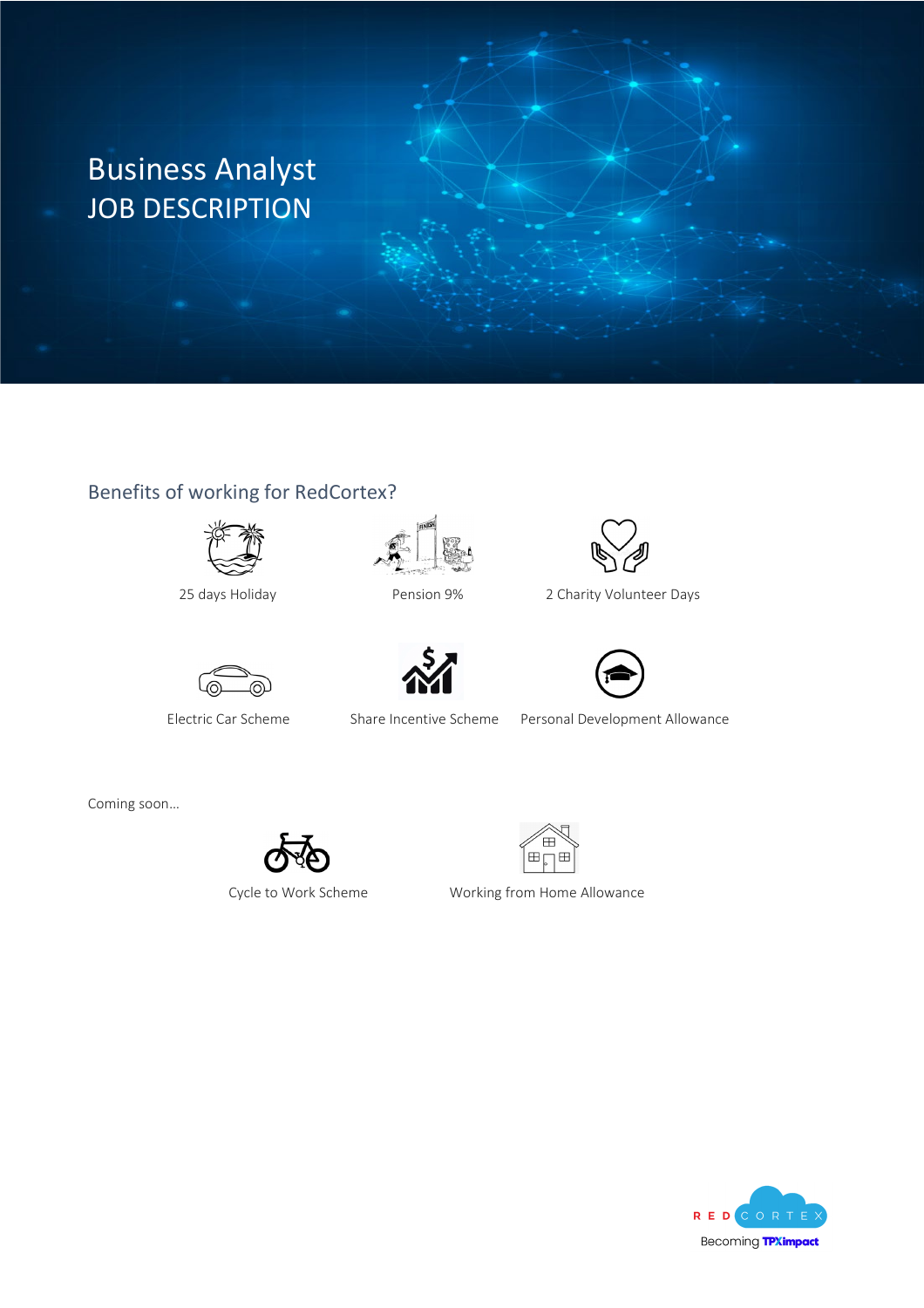# Business Analyst
# JOB DESCRIPTION

## Benefits of working for RedCortex?

- 25 days Holiday
- Pension 9%
- 2 Charity Volunteer Days
- Electric Car Scheme
- Share Incentive Scheme
- Personal Development Allowance

Coming soon…

- Cycle to Work Scheme
- Working from Home Allowance

RED CORTEX
Becoming TPXimpact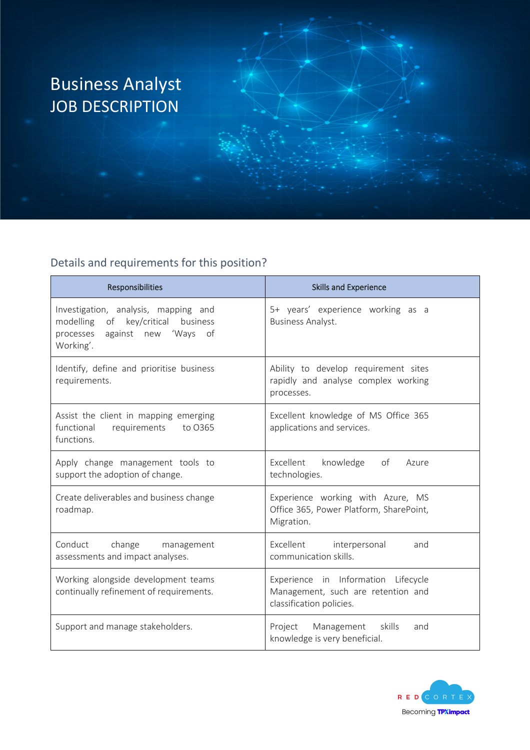# Business Analyst
# JOB DESCRIPTION

## Details and requirements for this position?

| Responsibilities | Skills and Experience |
| --- | --- |
| Investigation, analysis, mapping and modelling of key/critical business processes against new 'Ways of Working'. | 5+ years' experience working as a Business Analyst. |
| Identify, define and prioritise business requirements. | Ability to develop requirement sites rapidly and analyse complex working processes. |
| Assist the client in mapping emerging functional requirements to O365 functions. | Excellent knowledge of MS Office 365 applications and services. |
| Apply change management tools to support the adoption of change. | Excellent knowledge of Azure technologies. |
| Create deliverables and business change roadmap. | Experience working with Azure, MS Office 365, Power Platform, SharePoint, Migration. |
| Conduct change management assessments and impact analyses. | Excellent interpersonal and communication skills. |
| Working alongside development teams continually refinement of requirements. | Experience in Information Lifecycle Management, such are retention and classification policies. |
| Support and manage stakeholders. | Project Management skills and knowledge is very beneficial. |

RED CORTEX
Becoming TPXimpact